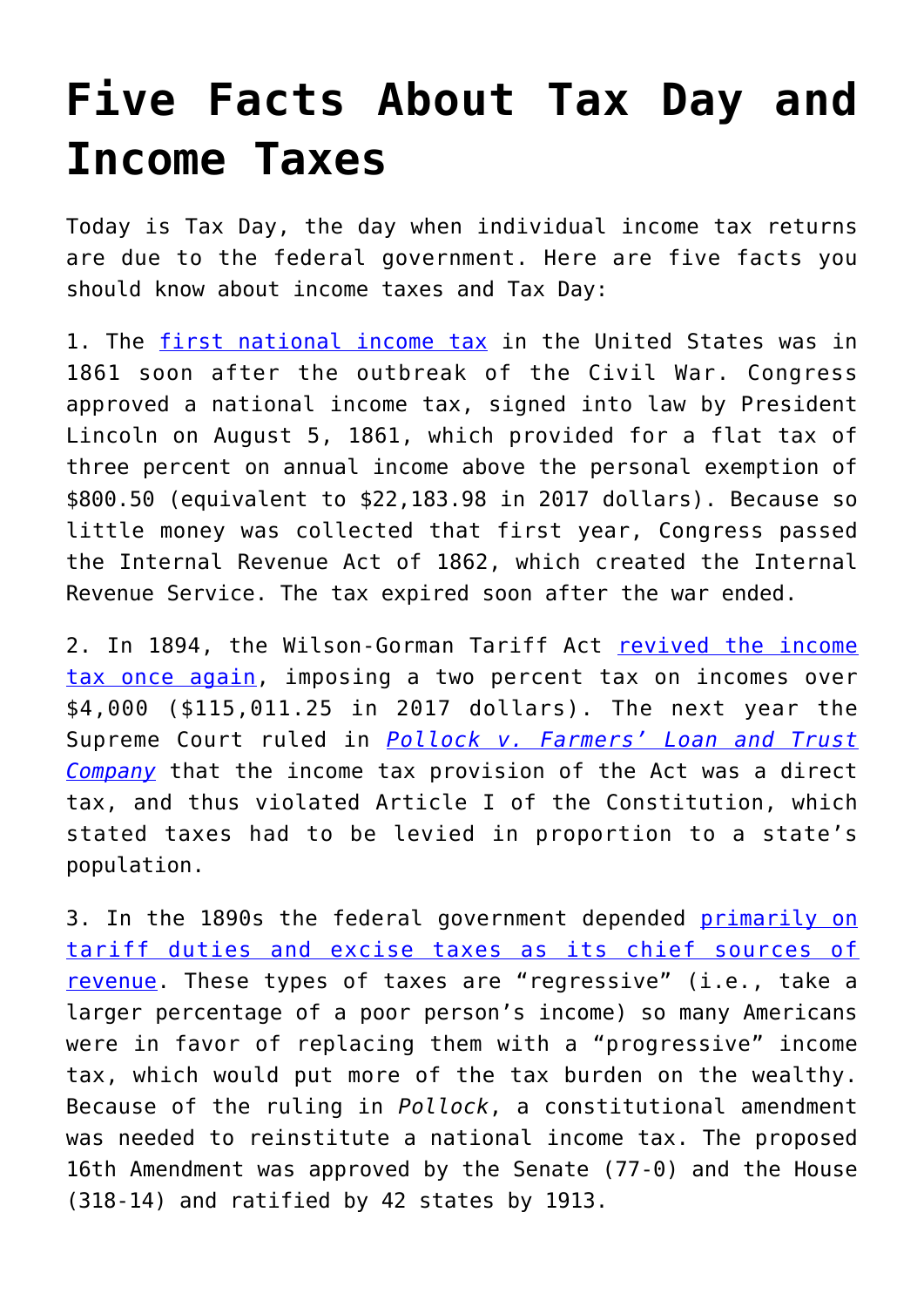# Five Facts About Tax Day and Income Taxes

Today is Tax Day, the day when individual income tax returns are due to the federal government. Here are five facts you should know about income taxes and Tax Day:

1. The first national income tax in the United States was in 1861 soon after the outbreak of the Civil War. Congress approved a national income tax, signed into law by President Lincoln on August 5, 1861, which provided for a flat tax of three percent on annual income above the personal exemption of $800.50 (equivalent to $22,183.98 in 2017 dollars). Because so little money was collected that first year, Congress passed the Internal Revenue Act of 1862, which created the Internal Revenue Service. The tax expired soon after the war ended.

2. In 1894, the Wilson-Gorman Tariff Act revived the income tax once again, imposing a two percent tax on incomes over $4,000 ($115,011.25 in 2017 dollars). The next year the Supreme Court ruled in *Pollock v. Farmers' Loan and Trust Company* that the income tax provision of the Act was a direct tax, and thus violated Article I of the Constitution, which stated taxes had to be levied in proportion to a state's population.

3. In the 1890s the federal government depended primarily on tariff duties and excise taxes as its chief sources of revenue. These types of taxes are "regressive" (i.e., take a larger percentage of a poor person's income) so many Americans were in favor of replacing them with a "progressive" income tax, which would put more of the tax burden on the wealthy. Because of the ruling in *Pollock*, a constitutional amendment was needed to reinstitute a national income tax. The proposed 16th Amendment was approved by the Senate (77-0) and the House (318-14) and ratified by 42 states by 1913.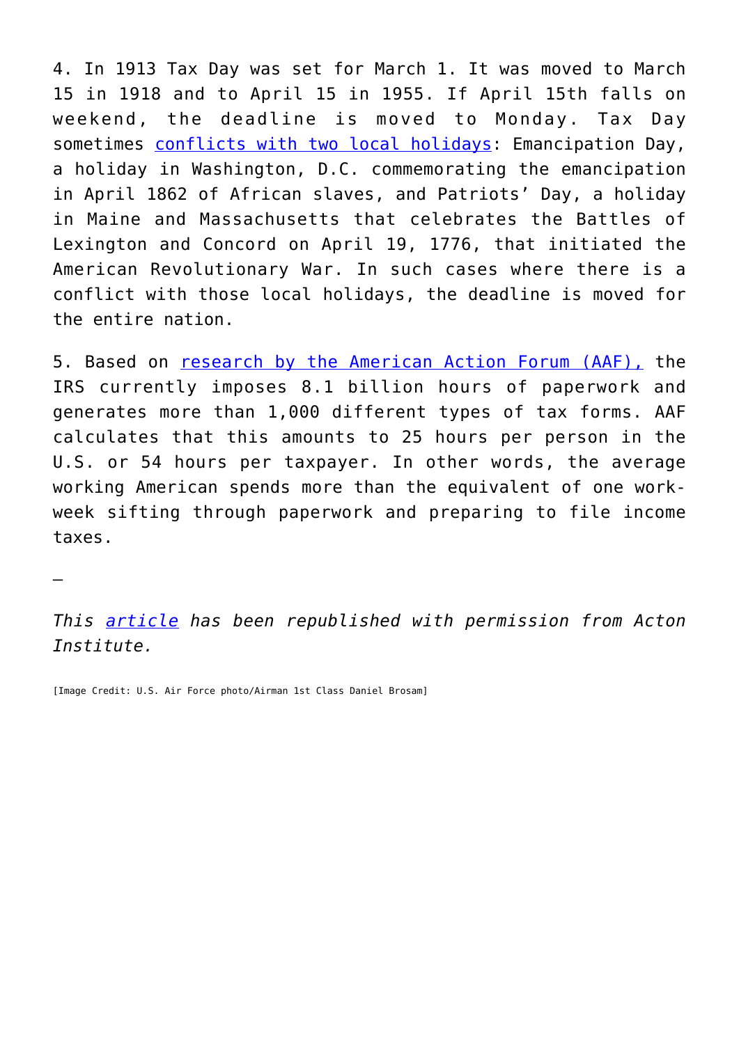4. In 1913 Tax Day was set for March 1. It was moved to March 15 in 1918 and to April 15 in 1955. If April 15th falls on weekend, the deadline is moved to Monday. Tax Day sometimes conflicts with two local holidays: Emancipation Day, a holiday in Washington, D.C. commemorating the emancipation in April 1862 of African slaves, and Patriots' Day, a holiday in Maine and Massachusetts that celebrates the Battles of Lexington and Concord on April 19, 1776, that initiated the American Revolutionary War. In such cases where there is a conflict with those local holidays, the deadline is moved for the entire nation.

5. Based on research by the American Action Forum (AAF), the IRS currently imposes 8.1 billion hours of paperwork and generates more than 1,000 different types of tax forms. AAF calculates that this amounts to 25 hours per person in the U.S. or 54 hours per taxpayer. In other words, the average working American spends more than the equivalent of one work-week sifting through paperwork and preparing to file income taxes.

—

*This article has been republished with permission from Acton Institute.*

[Image Credit: U.S. Air Force photo/Airman 1st Class Daniel Brosam]